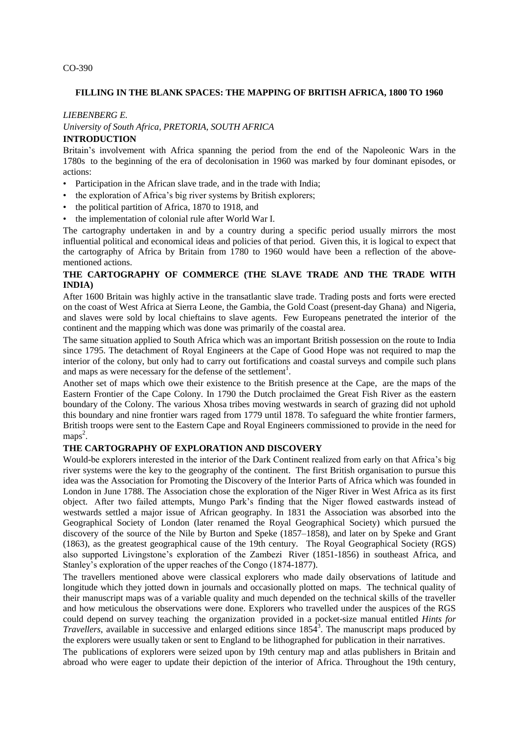CO-390

**FILLING IN THE BLANK SPACES: THE MAPPING OF BRITISH AFRICA, 1800 TO 1960**

*LIEBENBERG E.*

*University of South Africa, PRETORIA, SOUTH AFRICA*

## INTRODUCTION

Britain's involvement with Africa spanning the period from the end of the Napoleonic Wars in the 1780s to the beginning of the era of decolonisation in 1960 was marked by four dominant episodes, or actions:

- Participation in the African slave trade, and in the trade with India;
- the exploration of Africa's big river systems by British explorers;
- the political partition of Africa, 1870 to 1918, and
- the implementation of colonial rule after World War I.

The cartography undertaken in and by a country during a specific period usually mirrors the most influential political and economical ideas and policies of that period. Given this, it is logical to expect that the cartography of Africa by Britain from 1780 to 1960 would have been a reflection of the above-mentioned actions.

## THE CARTOGRAPHY OF COMMERCE (THE SLAVE TRADE AND THE TRADE WITH INDIA)

After 1600 Britain was highly active in the transatlantic slave trade. Trading posts and forts were erected on the coast of West Africa at Sierra Leone, the Gambia, the Gold Coast (present-day Ghana) and Nigeria, and slaves were sold by local chieftains to slave agents. Few Europeans penetrated the interior of the continent and the mapping which was done was primarily of the coastal area.

The same situation applied to South Africa which was an important British possession on the route to India since 1795. The detachment of Royal Engineers at the Cape of Good Hope was not required to map the interior of the colony, but only had to carry out fortifications and coastal surveys and compile such plans and maps as were necessary for the defense of the settlement[1].

Another set of maps which owe their existence to the British presence at the Cape, are the maps of the Eastern Frontier of the Cape Colony. In 1790 the Dutch proclaimed the Great Fish River as the eastern boundary of the Colony. The various Xhosa tribes moving westwards in search of grazing did not uphold this boundary and nine frontier wars raged from 1779 until 1878. To safeguard the white frontier farmers, British troops were sent to the Eastern Cape and Royal Engineers commissioned to provide in the need for maps[2].

## THE CARTOGRAPHY OF EXPLORATION AND DISCOVERY

Would-be explorers interested in the interior of the Dark Continent realized from early on that Africa's big river systems were the key to the geography of the continent. The first British organisation to pursue this idea was the Association for Promoting the Discovery of the Interior Parts of Africa which was founded in London in June 1788. The Association chose the exploration of the Niger River in West Africa as its first object. After two failed attempts, Mungo Park's finding that the Niger flowed eastwards instead of westwards settled a major issue of African geography. In 1831 the Association was absorbed into the Geographical Society of London (later renamed the Royal Geographical Society) which pursued the discovery of the source of the Nile by Burton and Speke (1857–1858), and later on by Speke and Grant (1863), as the greatest geographical cause of the 19th century. The Royal Geographical Society (RGS) also supported Livingstone's exploration of the Zambezi River (1851-1856) in southeast Africa, and Stanley's exploration of the upper reaches of the Congo (1874-1877).

The travellers mentioned above were classical explorers who made daily observations of latitude and longitude which they jotted down in journals and occasionally plotted on maps. The technical quality of their manuscript maps was of a variable quality and much depended on the technical skills of the traveller and how meticulous the observations were done. Explorers who travelled under the auspices of the RGS could depend on survey teaching the organization provided in a pocket-size manual entitled *Hints for Travellers*, available in successive and enlarged editions since 1854[3]. The manuscript maps produced by the explorers were usually taken or sent to England to be lithographed for publication in their narratives.

The publications of explorers were seized upon by 19th century map and atlas publishers in Britain and abroad who were eager to update their depiction of the interior of Africa. Throughout the 19th century,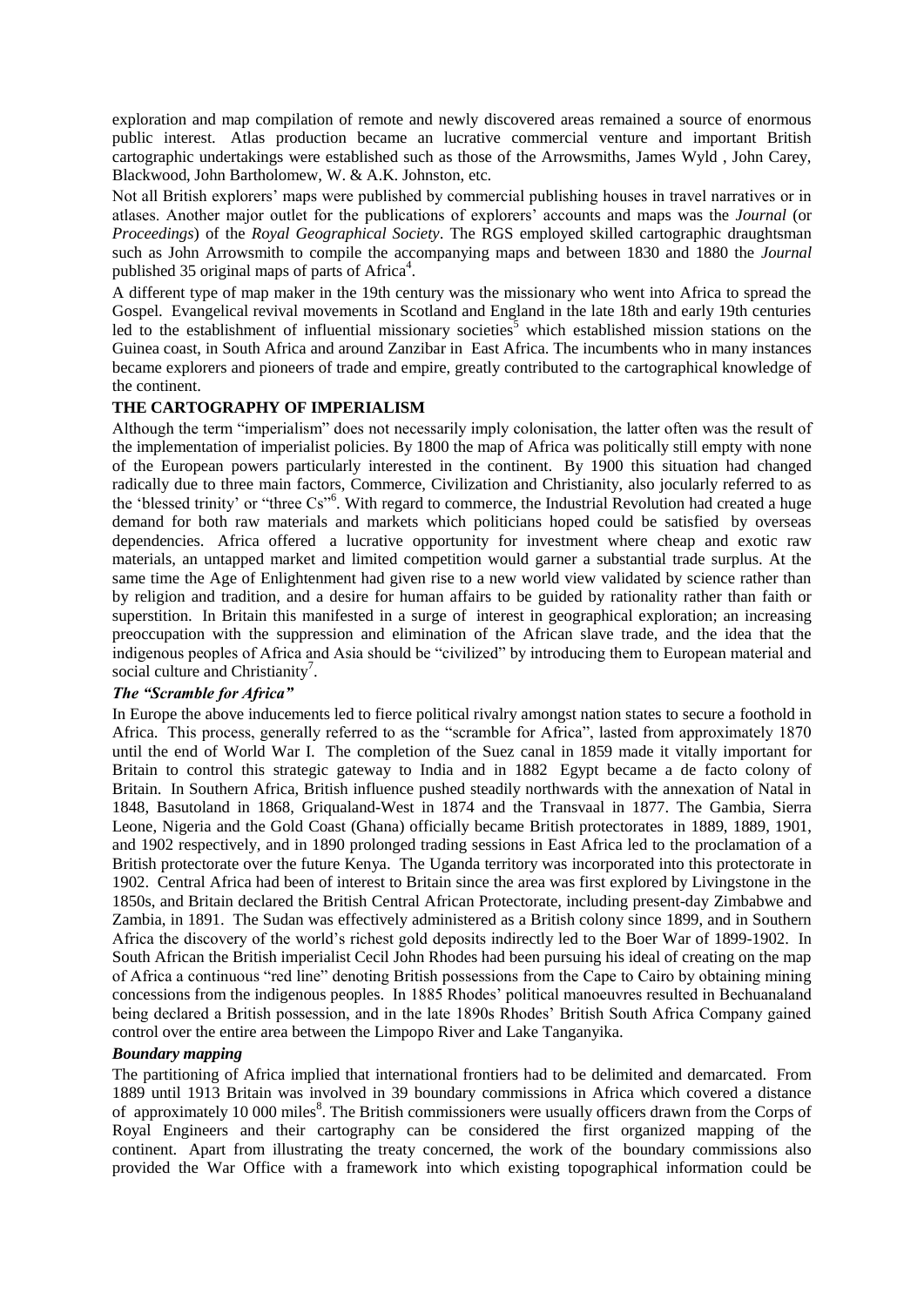exploration and map compilation of remote and newly discovered areas remained a source of enormous public interest. Atlas production became an lucrative commercial venture and important British cartographic undertakings were established such as those of the Arrowsmiths, James Wyld , John Carey, Blackwood, John Bartholomew, W. & A.K. Johnston, etc.

Not all British explorers' maps were published by commercial publishing houses in travel narratives or in atlases. Another major outlet for the publications of explorers' accounts and maps was the *Journal* (or *Proceedings*) of the *Royal Geographical Society*. The RGS employed skilled cartographic draughtsman such as John Arrowsmith to compile the accompanying maps and between 1830 and 1880 the *Journal* published 35 original maps of parts of Africa[4].

A different type of map maker in the 19th century was the missionary who went into Africa to spread the Gospel. Evangelical revival movements in Scotland and England in the late 18th and early 19th centuries led to the establishment of influential missionary societies[5] which established mission stations on the Guinea coast, in South Africa and around Zanzibar in East Africa. The incumbents who in many instances became explorers and pioneers of trade and empire, greatly contributed to the cartographical knowledge of the continent.

## THE CARTOGRAPHY OF IMPERIALISM

Although the term "imperialism" does not necessarily imply colonisation, the latter often was the result of the implementation of imperialist policies. By 1800 the map of Africa was politically still empty with none of the European powers particularly interested in the continent. By 1900 this situation had changed radically due to three main factors, Commerce, Civilization and Christianity, also jocularly referred to as the 'blessed trinity' or "three Cs"[6]. With regard to commerce, the Industrial Revolution had created a huge demand for both raw materials and markets which politicians hoped could be satisfied by overseas dependencies. Africa offered a lucrative opportunity for investment where cheap and exotic raw materials, an untapped market and limited competition would garner a substantial trade surplus. At the same time the Age of Enlightenment had given rise to a new world view validated by science rather than by religion and tradition, and a desire for human affairs to be guided by rationality rather than faith or superstition. In Britain this manifested in a surge of interest in geographical exploration; an increasing preoccupation with the suppression and elimination of the African slave trade, and the idea that the indigenous peoples of Africa and Asia should be "civilized" by introducing them to European material and social culture and Christianity[7].

### *The "Scramble for Africa"*

In Europe the above inducements led to fierce political rivalry amongst nation states to secure a foothold in Africa. This process, generally referred to as the "scramble for Africa", lasted from approximately 1870 until the end of World War I. The completion of the Suez canal in 1859 made it vitally important for Britain to control this strategic gateway to India and in 1882 Egypt became a de facto colony of Britain. In Southern Africa, British influence pushed steadily northwards with the annexation of Natal in 1848, Basutoland in 1868, Griqualand-West in 1874 and the Transvaal in 1877. The Gambia, Sierra Leone, Nigeria and the Gold Coast (Ghana) officially became British protectorates in 1889, 1889, 1901, and 1902 respectively, and in 1890 prolonged trading sessions in East Africa led to the proclamation of a British protectorate over the future Kenya. The Uganda territory was incorporated into this protectorate in 1902. Central Africa had been of interest to Britain since the area was first explored by Livingstone in the 1850s, and Britain declared the British Central African Protectorate, including present-day Zimbabwe and Zambia, in 1891. The Sudan was effectively administered as a British colony since 1899, and in Southern Africa the discovery of the world's richest gold deposits indirectly led to the Boer War of 1899-1902. In South African the British imperialist Cecil John Rhodes had been pursuing his ideal of creating on the map of Africa a continuous "red line" denoting British possessions from the Cape to Cairo by obtaining mining concessions from the indigenous peoples. In 1885 Rhodes' political manoeuvres resulted in Bechuanaland being declared a British possession, and in the late 1890s Rhodes' British South Africa Company gained control over the entire area between the Limpopo River and Lake Tanganyika.

### *Boundary mapping*

The partitioning of Africa implied that international frontiers had to be delimited and demarcated. From 1889 until 1913 Britain was involved in 39 boundary commissions in Africa which covered a distance of approximately 10 000 miles[8]. The British commissioners were usually officers drawn from the Corps of Royal Engineers and their cartography can be considered the first organized mapping of the continent. Apart from illustrating the treaty concerned, the work of the boundary commissions also provided the War Office with a framework into which existing topographical information could be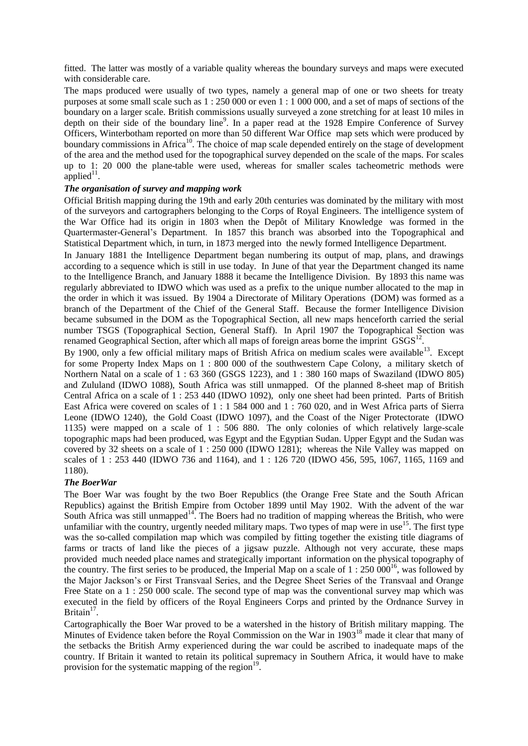fitted. The latter was mostly of a variable quality whereas the boundary surveys and maps were executed with considerable care.

The maps produced were usually of two types, namely a general map of one or two sheets for treaty purposes at some small scale such as 1 : 250 000 or even 1 : 1 000 000, and a set of maps of sections of the boundary on a larger scale. British commissions usually surveyed a zone stretching for at least 10 miles in depth on their side of the boundary line[9]. In a paper read at the 1928 Empire Conference of Survey Officers, Winterbotham reported on more than 50 different War Office map sets which were produced by boundary commissions in Africa[10]. The choice of map scale depended entirely on the stage of development of the area and the method used for the topographical survey depended on the scale of the maps. For scales up to 1: 20 000 the plane-table were used, whereas for smaller scales tacheometric methods were applied[11].

### *The organisation of survey and mapping work*

Official British mapping during the 19th and early 20th centuries was dominated by the military with most of the surveyors and cartographers belonging to the Corps of Royal Engineers. The intelligence system of the War Office had its origin in 1803 when the Depôt of Military Knowledge was formed in the Quartermaster-General's Department. In 1857 this branch was absorbed into the Topographical and Statistical Department which, in turn, in 1873 merged into the newly formed Intelligence Department.

In January 1881 the Intelligence Department began numbering its output of map, plans, and drawings according to a sequence which is still in use today. In June of that year the Department changed its name to the Intelligence Branch, and January 1888 it became the Intelligence Division. By 1893 this name was regularly abbreviated to IDWO which was used as a prefix to the unique number allocated to the map in the order in which it was issued. By 1904 a Directorate of Military Operations (DOM) was formed as a branch of the Department of the Chief of the General Staff. Because the former Intelligence Division became subsumed in the DOM as the Topographical Section, all new maps henceforth carried the serial number TSGS (Topographical Section, General Staff). In April 1907 the Topographical Section was renamed Geographical Section, after which all maps of foreign areas borne the imprint GSGS[12].

By 1900, only a few official military maps of British Africa on medium scales were available[13]. Except for some Property Index Maps on 1 : 800 000 of the southwestern Cape Colony, a military sketch of Northern Natal on a scale of 1 : 63 360 (GSGS 1223), and 1 : 380 160 maps of Swaziland (IDWO 805) and Zululand (IDWO 1088), South Africa was still unmapped. Of the planned 8-sheet map of British Central Africa on a scale of 1 : 253 440 (IDWO 1092), only one sheet had been printed. Parts of British East Africa were covered on scales of 1 : 1 584 000 and 1 : 760 020, and in West Africa parts of Sierra Leone (IDWO 1240), the Gold Coast (IDWO 1097), and the Coast of the Niger Protectorate (IDWO 1135) were mapped on a scale of 1 : 506 880. The only colonies of which relatively large-scale topographic maps had been produced, was Egypt and the Egyptian Sudan. Upper Egypt and the Sudan was covered by 32 sheets on a scale of 1 : 250 000 (IDWO 1281); whereas the Nile Valley was mapped on scales of 1 : 253 440 (IDWO 736 and 1164), and 1 : 126 720 (IDWO 456, 595, 1067, 1165, 1169 and 1180).

### *The BoerWar*

The Boer War was fought by the two Boer Republics (the Orange Free State and the South African Republics) against the British Empire from October 1899 until May 1902. With the advent of the war South Africa was still unmapped[14]. The Boers had no tradition of mapping whereas the British, who were unfamiliar with the country, urgently needed military maps. Two types of map were in use[15]. The first type was the so-called compilation map which was compiled by fitting together the existing title diagrams of farms or tracts of land like the pieces of a jigsaw puzzle. Although not very accurate, these maps provided much needed place names and strategically important information on the physical topography of the country. The first series to be produced, the Imperial Map on a scale of 1 : 250 000[16], was followed by the Major Jackson's or First Transvaal Series, and the Degree Sheet Series of the Transvaal and Orange Free State on a 1 : 250 000 scale. The second type of map was the conventional survey map which was executed in the field by officers of the Royal Engineers Corps and printed by the Ordnance Survey in Britain[17].

Cartographically the Boer War proved to be a watershed in the history of British military mapping. The Minutes of Evidence taken before the Royal Commission on the War in 1903[18] made it clear that many of the setbacks the British Army experienced during the war could be ascribed to inadequate maps of the country. If Britain it wanted to retain its political supremacy in Southern Africa, it would have to make provision for the systematic mapping of the region[19].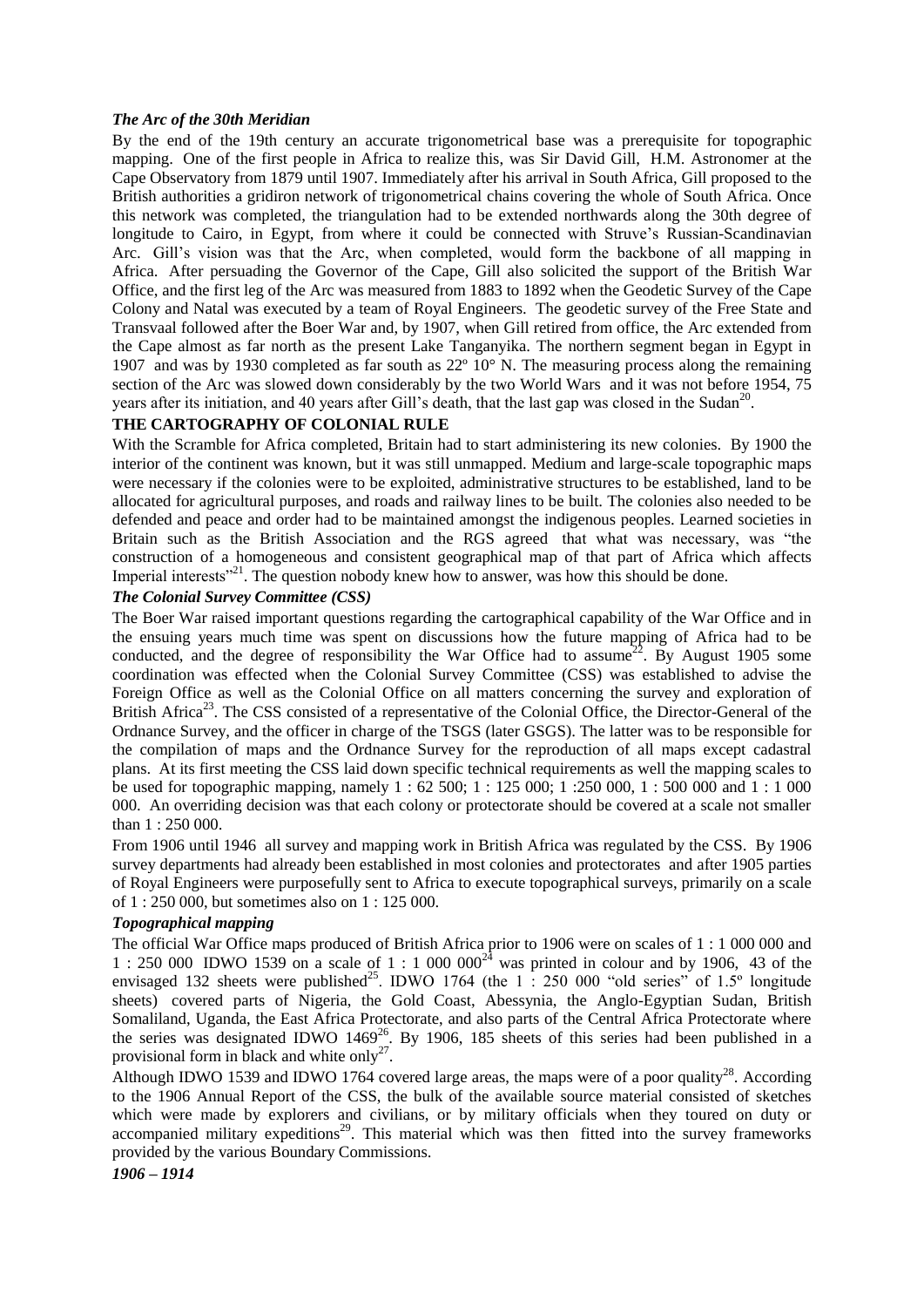### *The Arc of the 30th Meridian*

By the end of the 19th century an accurate trigonometrical base was a prerequisite for topographic mapping. One of the first people in Africa to realize this, was Sir David Gill, H.M. Astronomer at the Cape Observatory from 1879 until 1907. Immediately after his arrival in South Africa, Gill proposed to the British authorities a gridiron network of trigonometrical chains covering the whole of South Africa. Once this network was completed, the triangulation had to be extended northwards along the 30th degree of longitude to Cairo, in Egypt, from where it could be connected with Struve's Russian-Scandinavian Arc. Gill's vision was that the Arc, when completed, would form the backbone of all mapping in Africa. After persuading the Governor of the Cape, Gill also solicited the support of the British War Office, and the first leg of the Arc was measured from 1883 to 1892 when the Geodetic Survey of the Cape Colony and Natal was executed by a team of Royal Engineers. The geodetic survey of the Free State and Transvaal followed after the Boer War and, by 1907, when Gill retired from office, the Arc extended from the Cape almost as far north as the present Lake Tanganyika. The northern segment began in Egypt in 1907 and was by 1930 completed as far south as 22º 10° N. The measuring process along the remaining section of the Arc was slowed down considerably by the two World Wars and it was not before 1954, 75 years after its initiation, and 40 years after Gill's death, that the last gap was closed in the Sudan[20].

## THE CARTOGRAPHY OF COLONIAL RULE

With the Scramble for Africa completed, Britain had to start administering its new colonies. By 1900 the interior of the continent was known, but it was still unmapped. Medium and large-scale topographic maps were necessary if the colonies were to be exploited, administrative structures to be established, land to be allocated for agricultural purposes, and roads and railway lines to be built. The colonies also needed to be defended and peace and order had to be maintained amongst the indigenous peoples. Learned societies in Britain such as the British Association and the RGS agreed that what was necessary, was "the construction of a homogeneous and consistent geographical map of that part of Africa which affects Imperial interests"[21]. The question nobody knew how to answer, was how this should be done.

### *The Colonial Survey Committee (CSS)*

The Boer War raised important questions regarding the cartographical capability of the War Office and in the ensuing years much time was spent on discussions how the future mapping of Africa had to be conducted, and the degree of responsibility the War Office had to assume[22]. By August 1905 some coordination was effected when the Colonial Survey Committee (CSS) was established to advise the Foreign Office as well as the Colonial Office on all matters concerning the survey and exploration of British Africa[23]. The CSS consisted of a representative of the Colonial Office, the Director-General of the Ordnance Survey, and the officer in charge of the TSGS (later GSGS). The latter was to be responsible for the compilation of maps and the Ordnance Survey for the reproduction of all maps except cadastral plans. At its first meeting the CSS laid down specific technical requirements as well the mapping scales to be used for topographic mapping, namely 1 : 62 500; 1 : 125 000; 1 :250 000, 1 : 500 000 and 1 : 1 000 000. An overriding decision was that each colony or protectorate should be covered at a scale not smaller than 1 : 250 000.

From 1906 until 1946 all survey and mapping work in British Africa was regulated by the CSS. By 1906 survey departments had already been established in most colonies and protectorates and after 1905 parties of Royal Engineers were purposefully sent to Africa to execute topographical surveys, primarily on a scale of 1 : 250 000, but sometimes also on 1 : 125 000.

### *Topographical mapping*

The official War Office maps produced of British Africa prior to 1906 were on scales of 1 : 1 000 000 and 1 : 250 000 IDWO 1539 on a scale of 1 : 1 000 000[24] was printed in colour and by 1906, 43 of the envisaged 132 sheets were published[25]. IDWO 1764 (the 1 : 250 000 "old series" of 1.5º longitude sheets) covered parts of Nigeria, the Gold Coast, Abessynia, the Anglo-Egyptian Sudan, British Somaliland, Uganda, the East Africa Protectorate, and also parts of the Central Africa Protectorate where the series was designated IDWO 1469[26]. By 1906, 185 sheets of this series had been published in a provisional form in black and white only[27].

Although IDWO 1539 and IDWO 1764 covered large areas, the maps were of a poor quality[28]. According to the 1906 Annual Report of the CSS, the bulk of the available source material consisted of sketches which were made by explorers and civilians, or by military officials when they toured on duty or accompanied military expeditions[29]. This material which was then fitted into the survey frameworks provided by the various Boundary Commissions.

### *1906 – 1914*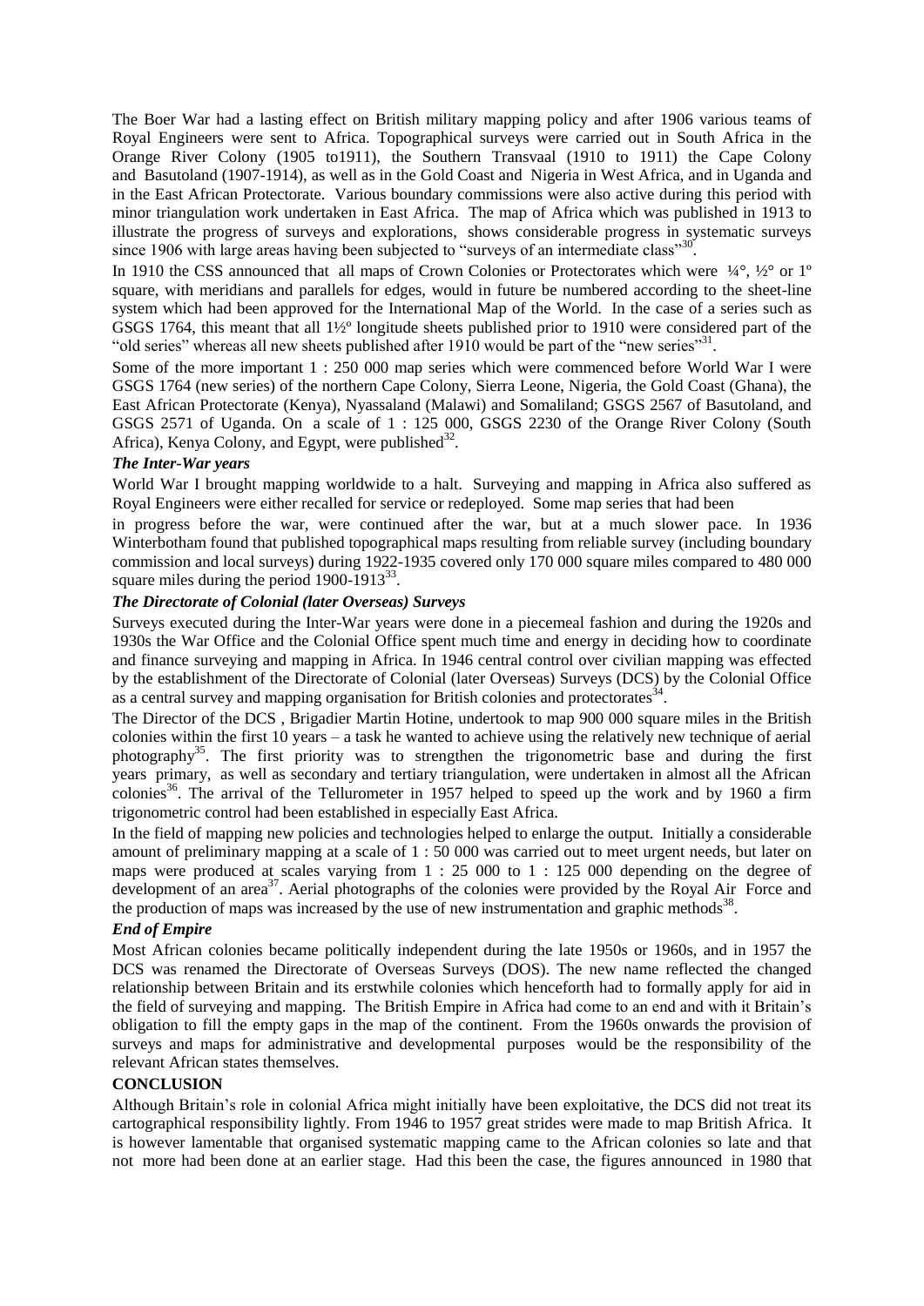The Boer War had a lasting effect on British military mapping policy and after 1906 various teams of Royal Engineers were sent to Africa. Topographical surveys were carried out in South Africa in the Orange River Colony (1905 to1911), the Southern Transvaal (1910 to 1911) the Cape Colony and Basutoland (1907-1914), as well as in the Gold Coast and Nigeria in West Africa, and in Uganda and in the East African Protectorate. Various boundary commissions were also active during this period with minor triangulation work undertaken in East Africa. The map of Africa which was published in 1913 to illustrate the progress of surveys and explorations, shows considerable progress in systematic surveys since 1906 with large areas having been subjected to "surveys of an intermediate class"[30].

In 1910 the CSS announced that all maps of Crown Colonies or Protectorates which were ¼°, ½° or 1º square, with meridians and parallels for edges, would in future be numbered according to the sheet-line system which had been approved for the International Map of the World. In the case of a series such as GSGS 1764, this meant that all 1½º longitude sheets published prior to 1910 were considered part of the "old series" whereas all new sheets published after 1910 would be part of the "new series"[31].

Some of the more important 1 : 250 000 map series which were commenced before World War I were GSGS 1764 (new series) of the northern Cape Colony, Sierra Leone, Nigeria, the Gold Coast (Ghana), the East African Protectorate (Kenya), Nyassaland (Malawi) and Somaliland; GSGS 2567 of Basutoland, and GSGS 2571 of Uganda. On a scale of 1 : 125 000, GSGS 2230 of the Orange River Colony (South Africa), Kenya Colony, and Egypt, were published[32].

### *The Inter-War years*

World War I brought mapping worldwide to a halt. Surveying and mapping in Africa also suffered as Royal Engineers were either recalled for service or redeployed. Some map series that had been in progress before the war, were continued after the war, but at a much slower pace. In 1936 Winterbotham found that published topographical maps resulting from reliable survey (including boundary commission and local surveys) during 1922-1935 covered only 170 000 square miles compared to 480 000 square miles during the period 1900-1913[33].

### *The Directorate of Colonial (later Overseas) Surveys*

Surveys executed during the Inter-War years were done in a piecemeal fashion and during the 1920s and 1930s the War Office and the Colonial Office spent much time and energy in deciding how to coordinate and finance surveying and mapping in Africa. In 1946 central control over civilian mapping was effected by the establishment of the Directorate of Colonial (later Overseas) Surveys (DCS) by the Colonial Office as a central survey and mapping organisation for British colonies and protectorates[34].

The Director of the DCS , Brigadier Martin Hotine, undertook to map 900 000 square miles in the British colonies within the first 10 years – a task he wanted to achieve using the relatively new technique of aerial photography[35]. The first priority was to strengthen the trigonometric base and during the first years primary, as well as secondary and tertiary triangulation, were undertaken in almost all the African colonies[36]. The arrival of the Tellurometer in 1957 helped to speed up the work and by 1960 a firm trigonometric control had been established in especially East Africa.

In the field of mapping new policies and technologies helped to enlarge the output. Initially a considerable amount of preliminary mapping at a scale of 1 : 50 000 was carried out to meet urgent needs, but later on maps were produced at scales varying from 1 : 25 000 to 1 : 125 000 depending on the degree of development of an area[37]. Aerial photographs of the colonies were provided by the Royal Air Force and the production of maps was increased by the use of new instrumentation and graphic methods[38].

### *End of Empire*

Most African colonies became politically independent during the late 1950s or 1960s, and in 1957 the DCS was renamed the Directorate of Overseas Surveys (DOS). The new name reflected the changed relationship between Britain and its erstwhile colonies which henceforth had to formally apply for aid in the field of surveying and mapping. The British Empire in Africa had come to an end and with it Britain's obligation to fill the empty gaps in the map of the continent. From the 1960s onwards the provision of surveys and maps for administrative and developmental purposes would be the responsibility of the relevant African states themselves.

## **CONCLUSION**

Although Britain's role in colonial Africa might initially have been exploitative, the DCS did not treat its cartographical responsibility lightly. From 1946 to 1957 great strides were made to map British Africa. It is however lamentable that organised systematic mapping came to the African colonies so late and that not more had been done at an earlier stage. Had this been the case, the figures announced in 1980 that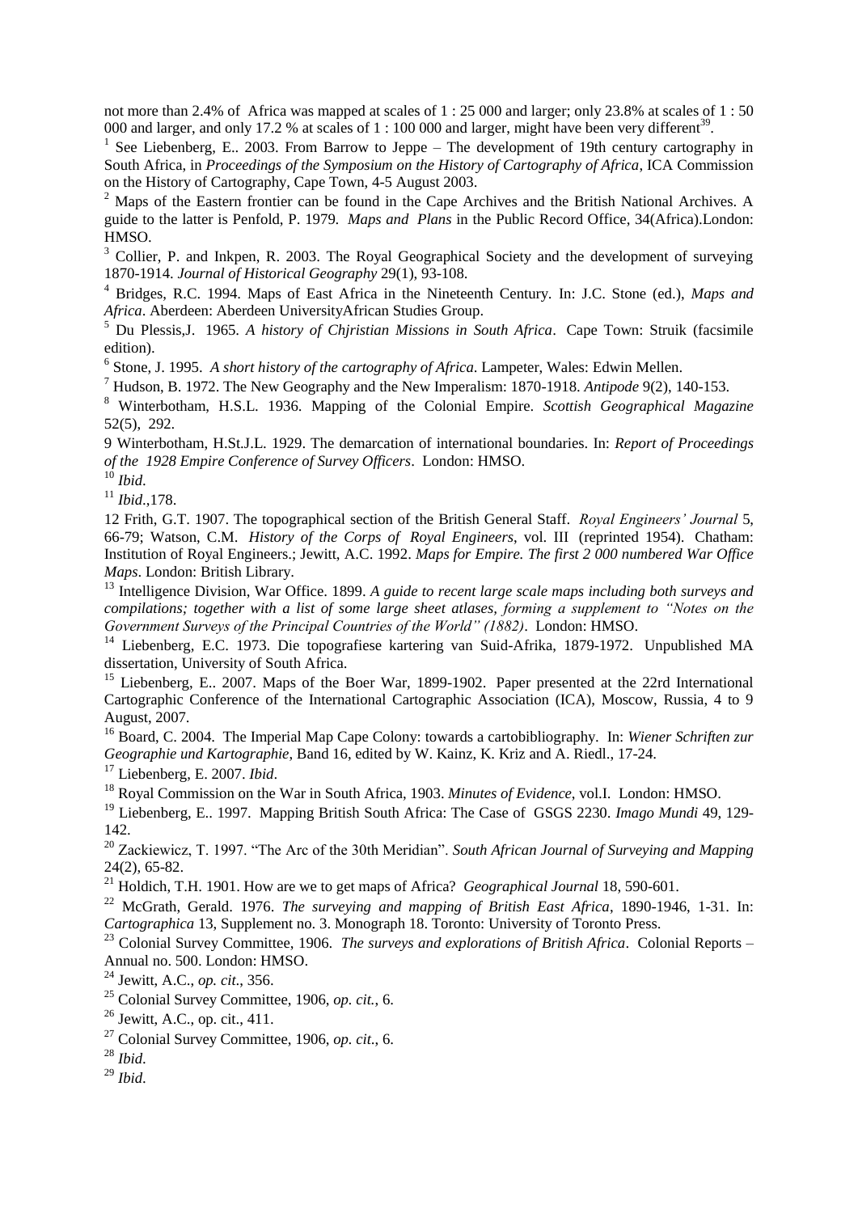not more than 2.4% of Africa was mapped at scales of 1 : 25 000 and larger; only 23.8% at scales of 1 : 50 000 and larger, and only 17.2 % at scales of 1 : 100 000 and larger, might have been very different[39].

[1] See Liebenberg, E.. 2003. From Barrow to Jeppe – The development of 19th century cartography in South Africa, in *Proceedings of the Symposium on the History of Cartography of Africa*, ICA Commission on the History of Cartography, Cape Town, 4-5 August 2003.

[2] Maps of the Eastern frontier can be found in the Cape Archives and the British National Archives. A guide to the latter is Penfold, P. 1979. *Maps and Plans* in the Public Record Office, 34(Africa).London: HMSO.

[3] Collier, P. and Inkpen, R. 2003. The Royal Geographical Society and the development of surveying 1870-1914. *Journal of Historical Geography* 29(1), 93-108.

[4] Bridges, R.C. 1994. Maps of East Africa in the Nineteenth Century. In: J.C. Stone (ed.), *Maps and Africa*. Aberdeen: Aberdeen UniversityAfrican Studies Group.

[5] Du Plessis,J. 1965. *A history of Chjristian Missions in South Africa*. Cape Town: Struik (facsimile edition).

[6] Stone, J. 1995. *A short history of the cartography of Africa*. Lampeter, Wales: Edwin Mellen.

[7] Hudson, B. 1972. The New Geography and the New Imperialism: 1870-1918. *Antipode* 9(2), 140-153.

[8] Winterbotham, H.S.L. 1936. Mapping of the Colonial Empire. *Scottish Geographical Magazine* 52(5), 292.

9 Winterbotham, H.St.J.L. 1929. The demarcation of international boundaries. In: *Report of Proceedings of the 1928 Empire Conference of Survey Officers*. London: HMSO.

[10] *Ibid*.

[11] *Ibid*.,178.

12 Frith, G.T. 1907. The topographical section of the British General Staff. *Royal Engineers' Journal* 5, 66-79; Watson, C.M. *History of the Corps of Royal Engineers*, vol. III (reprinted 1954). Chatham: Institution of Royal Engineers.; Jewitt, A.C. 1992. *Maps for Empire. The first 2 000 numbered War Office Maps*. London: British Library.

[13] Intelligence Division, War Office. 1899. *A guide to recent large scale maps including both surveys and compilations; together with a list of some large sheet atlases, forming a supplement to "Notes on the Government Surveys of the Principal Countries of the World" (1882)*. London: HMSO.

[14] Liebenberg, E.C. 1973. Die topografiese kartering van Suid-Afrika, 1879-1972. Unpublished MA dissertation, University of South Africa.

[15] Liebenberg, E.. 2007. Maps of the Boer War, 1899-1902. Paper presented at the 22rd International Cartographic Conference of the International Cartographic Association (ICA), Moscow, Russia, 4 to 9 August, 2007.

[16] Board, C. 2004. The Imperial Map Cape Colony: towards a cartobibliography. In: *Wiener Schriften zur Geographie und Kartographie*, Band 16, edited by W. Kainz, K. Kriz and A. Riedl., 17-24.

[17] Liebenberg, E. 2007. *Ibid*.

[18] Royal Commission on the War in South Africa, 1903. *Minutes of Evidence*, vol.I. London: HMSO.

[19] Liebenberg, E.. 1997. Mapping British South Africa: The Case of GSGS 2230. *Imago Mundi* 49, 129-142.

[20] Zackiewicz, T. 1997. "The Arc of the 30th Meridian". *South African Journal of Surveying and Mapping* 24(2), 65-82.

[21] Holdich, T.H. 1901. How are we to get maps of Africa? *Geographical Journal* 18, 590-601.

[22] McGrath, Gerald. 1976. *The surveying and mapping of British East Africa*, 1890-1946, 1-31. In: *Cartographica* 13, Supplement no. 3. Monograph 18. Toronto: University of Toronto Press.

[23] Colonial Survey Committee, 1906. *The surveys and explorations of British Africa*. Colonial Reports – Annual no. 500. London: HMSO.

[24] Jewitt, A.C., *op. cit*., 356.

[25] Colonial Survey Committee, 1906, *op. cit.*, 6.

[26] Jewitt, A.C., op. cit., 411.

[27] Colonial Survey Committee, 1906, *op. cit*., 6.

[28] *Ibid*.

[29] *Ibid*.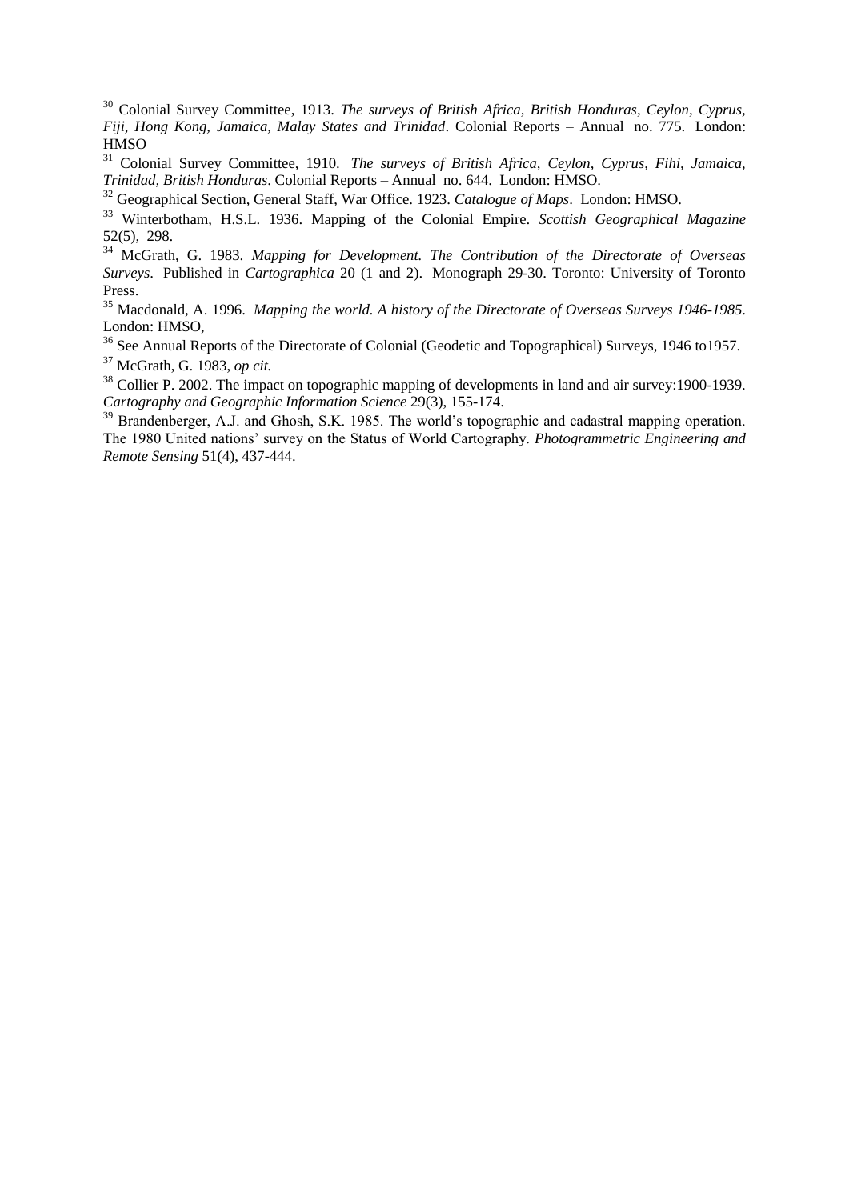[30] Colonial Survey Committee, 1913. *The surveys of British Africa, British Honduras, Ceylon, Cyprus, Fiji, Hong Kong, Jamaica, Malay States and Trinidad*. Colonial Reports – Annual no. 775. London: HMSO

[31] Colonial Survey Committee, 1910. *The surveys of British Africa, Ceylon, Cyprus, Fihi, Jamaica, Trinidad, British Honduras*. Colonial Reports – Annual no. 644. London: HMSO.

[32] Geographical Section, General Staff, War Office. 1923. *Catalogue of Maps*. London: HMSO.

[33] Winterbotham, H.S.L. 1936. Mapping of the Colonial Empire. *Scottish Geographical Magazine* 52(5), 298.

[34] McGrath, G. 1983. *Mapping for Development. The Contribution of the Directorate of Overseas Surveys*. Published in *Cartographica* 20 (1 and 2). Monograph 29-30. Toronto: University of Toronto Press.

[35] Macdonald, A. 1996. *Mapping the world. A history of the Directorate of Overseas Surveys 1946-1985*. London: HMSO,

[36] See Annual Reports of the Directorate of Colonial (Geodetic and Topographical) Surveys, 1946 to1957.

[37] McGrath, G. 1983, *op cit.*

[38] Collier P. 2002. The impact on topographic mapping of developments in land and air survey:1900-1939. *Cartography and Geographic Information Science* 29(3), 155-174.

[39] Brandenberger, A.J. and Ghosh, S.K. 1985. The world's topographic and cadastral mapping operation. The 1980 United nations' survey on the Status of World Cartography. *Photogrammetric Engineering and Remote Sensing* 51(4), 437-444.